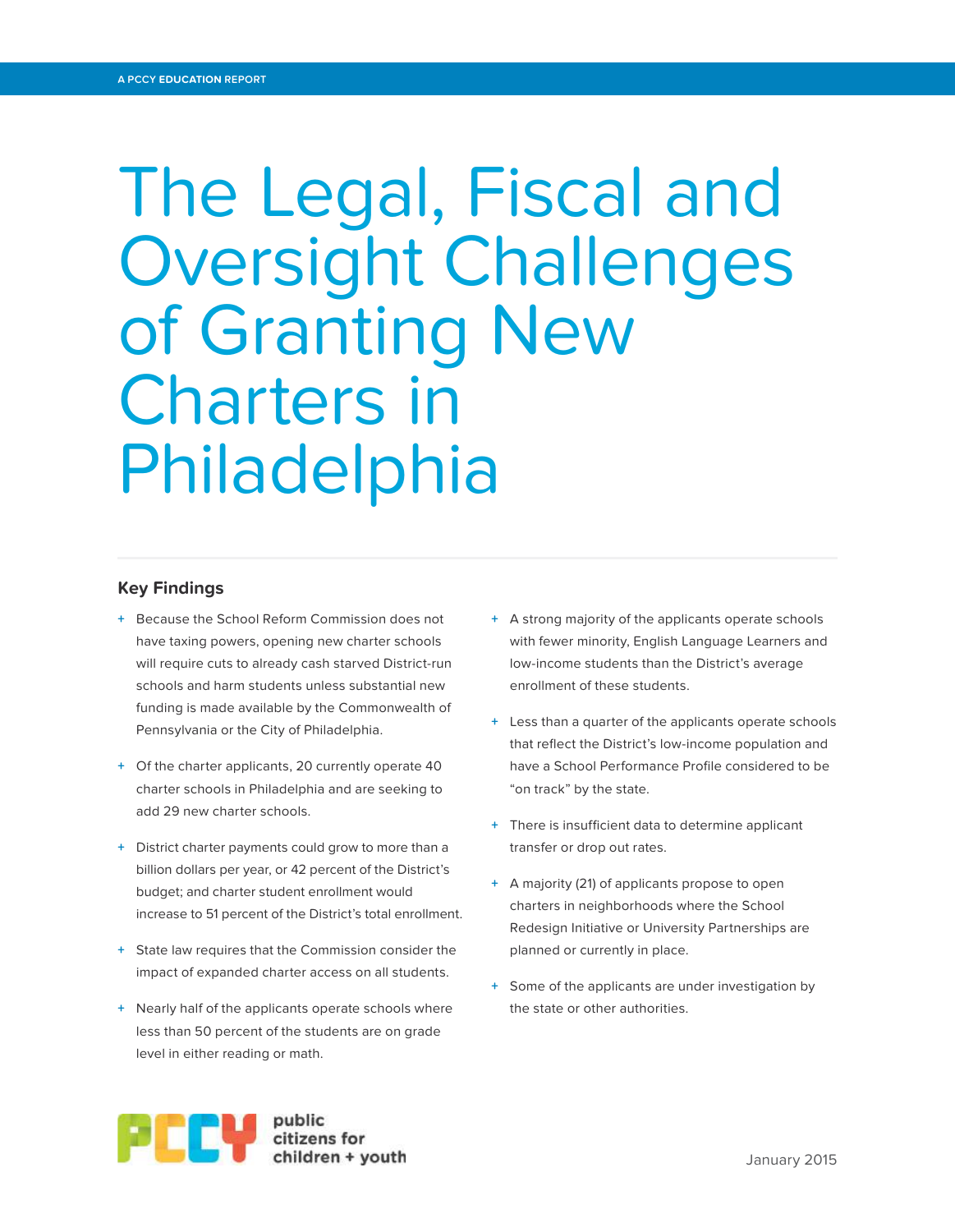A PCCY EDUCATION REPORT

# The Legal, Fiscal and Oversight Challenges of Granting New Charters in Philadelphia

## Key Findings

- Because the School Reform Commission does not have taxing powers, opening new charter schools will require cuts to already cash starved District-run schools and harm students unless substantial new funding is made available by the Commonwealth of Pennsylvania or the City of Philadelphia.
- Of the charter applicants, 20 currently operate 40 charter schools in Philadelphia and are seeking to add 29 new charter schools.
- District charter payments could grow to more than a billion dollars per year, or 42 percent of the District's budget; and charter student enrollment would increase to 51 percent of the District's total enrollment.
- State law requires that the Commission consider the impact of expanded charter access on all students.
- Nearly half of the applicants operate schools where less than 50 percent of the students are on grade level in either reading or math.
- A strong majority of the applicants operate schools with fewer minority, English Language Learners and low-income students than the District's average enrollment of these students.
- Less than a quarter of the applicants operate schools that reflect the District's low-income population and have a School Performance Profile considered to be "on track" by the state.
- There is insufficient data to determine applicant transfer or drop out rates.
- A majority (21) of applicants propose to open charters in neighborhoods where the School Redesign Initiative or University Partnerships are planned or currently in place.
- Some of the applicants are under investigation by the state or other authorities.

PCCY public citizens for children + youth

January 2015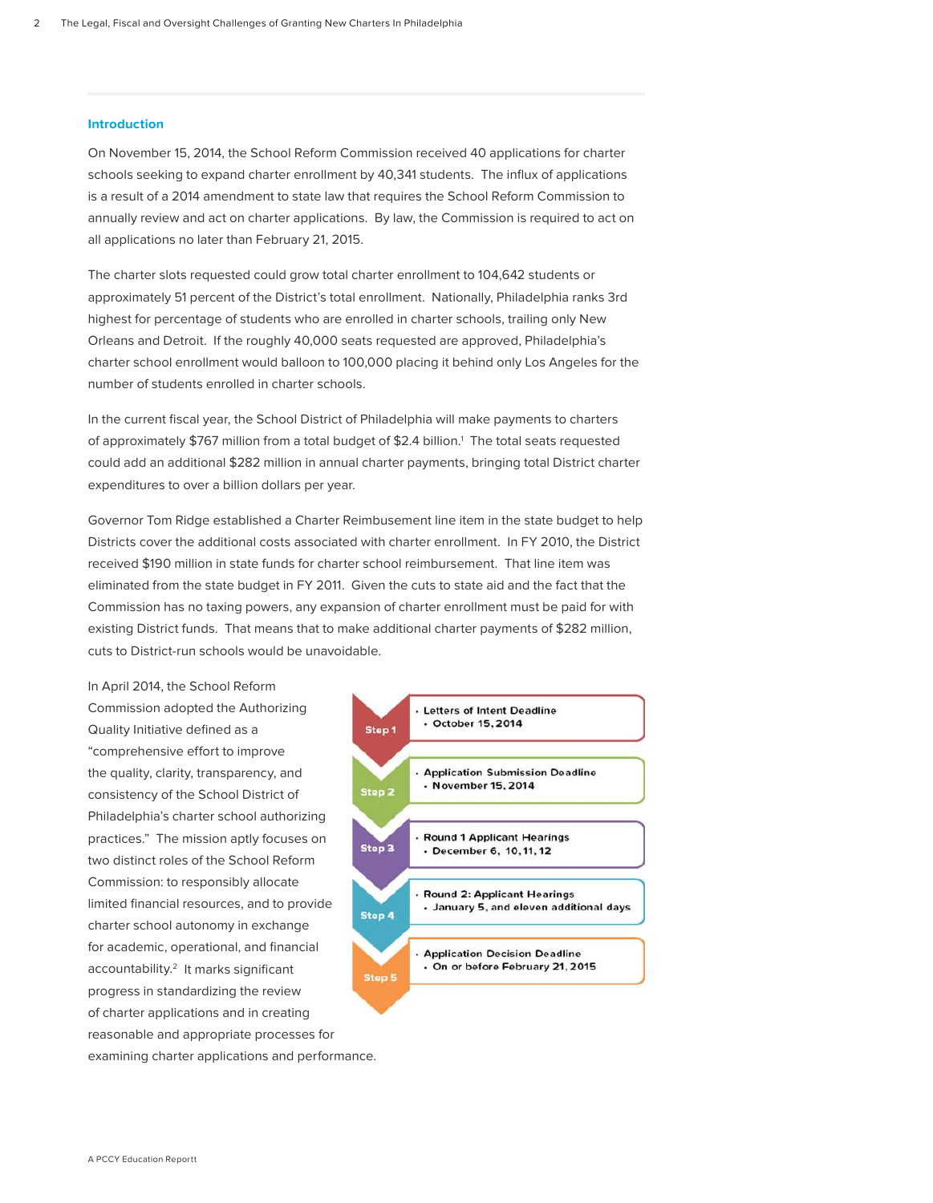## Introduction

On November 15, 2014, the School Reform Commission received 40 applications for charter schools seeking to expand charter enrollment by 40,341 students. The influx of applications is a result of a 2014 amendment to state law that requires the School Reform Commission to annually review and act on charter applications. By law, the Commission is required to act on all applications no later than February 21, 2015.

The charter slots requested could grow total charter enrollment to 104,642 students or approximately 51 percent of the District's total enrollment. Nationally, Philadelphia ranks 3rd highest for percentage of students who are enrolled in charter schools, trailing only New Orleans and Detroit. If the roughly 40,000 seats requested are approved, Philadelphia's charter school enrollment would balloon to 100,000 placing it behind only Los Angeles for the number of students enrolled in charter schools.

In the current fiscal year, the School District of Philadelphia will make payments to charters of approximately $767 million from a total budget of $2.4 billion.[1] The total seats requested could add an additional $282 million in annual charter payments, bringing total District charter expenditures to over a billion dollars per year.

Governor Tom Ridge established a Charter Reimbursement line item in the state budget to help Districts cover the additional costs associated with charter enrollment. In FY 2010, the District received $190 million in state funds for charter school reimbursement. That line item was eliminated from the state budget in FY 2011. Given the cuts to state aid and the fact that the Commission has no taxing powers, any expansion of charter enrollment must be paid for with existing District funds. That means that to make additional charter payments of $282 million, cuts to District-run schools would be unavoidable.

In April 2014, the School Reform Commission adopted the Authorizing Quality Initiative defined as a "comprehensive effort to improve the quality, clarity, transparency, and consistency of the School District of Philadelphia's charter school authorizing practices." The mission aptly focuses on two distinct roles of the School Reform Commission: to responsibly allocate limited financial resources, and to provide charter school autonomy in exchange for academic, operational, and financial accountability.[2] It marks significant progress in standardizing the review of charter applications and in creating reasonable and appropriate processes for examining charter applications and performance.

- **Step 1**
  - Letters of Intent Deadline
  - October 15, 2014
- **Step 2**
  - Application Submission Deadline
  - November 15, 2014
- **Step 3**
  - Round 1 Applicant Hearings
  - December 6, 10, 11, 12
- **Step 4**
  - Round 2: Applicant Hearings
  - January 5, and eleven additional days
- **Step 5**
  - Application Decision Deadline
  - On or before February 21, 2015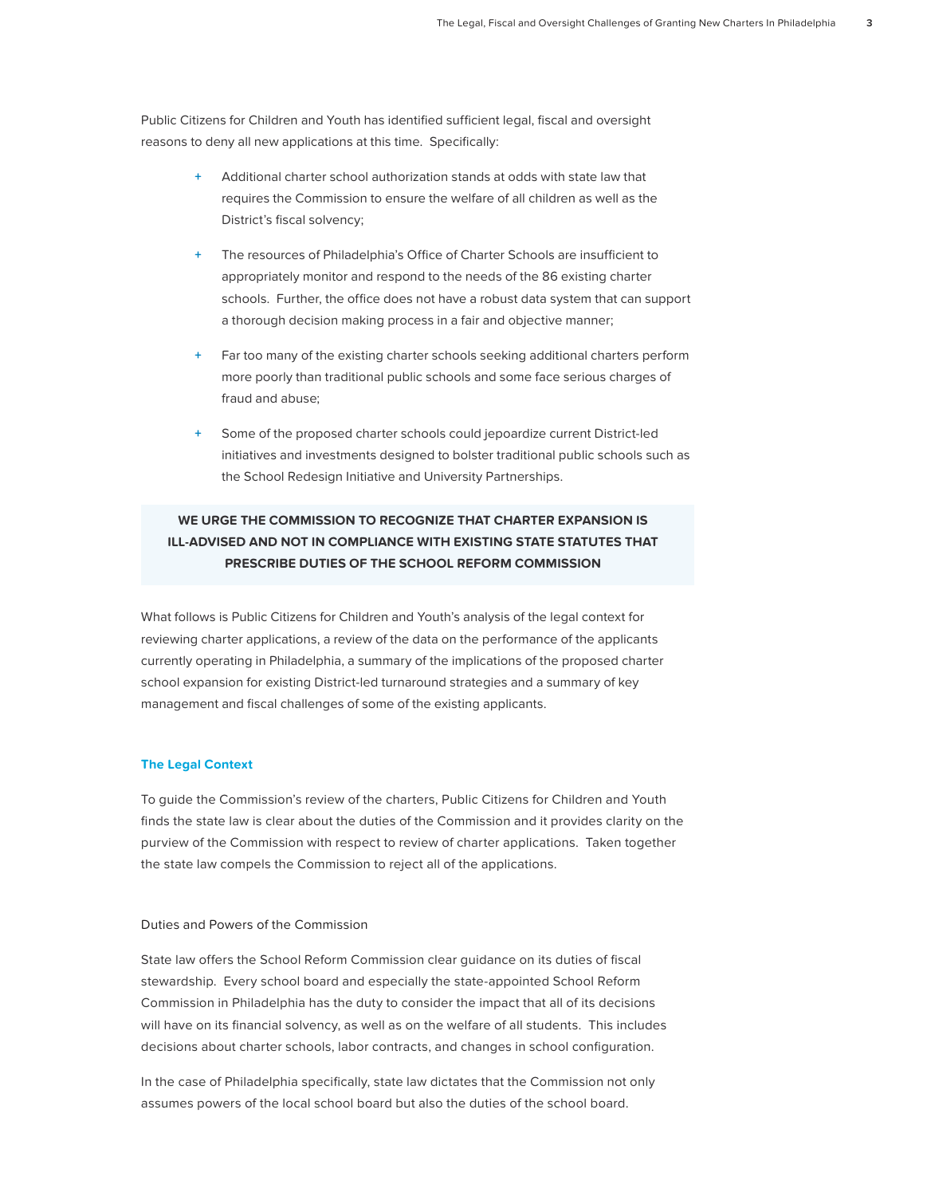Public Citizens for Children and Youth has identified sufficient legal, fiscal and oversight reasons to deny all new applications at this time. Specifically:

- Additional charter school authorization stands at odds with state law that requires the Commission to ensure the welfare of all children as well as the District's fiscal solvency;
- The resources of Philadelphia's Office of Charter Schools are insufficient to appropriately monitor and respond to the needs of the 86 existing charter schools. Further, the office does not have a robust data system that can support a thorough decision making process in a fair and objective manner;
- Far too many of the existing charter schools seeking additional charters perform more poorly than traditional public schools and some face serious charges of fraud and abuse;
- Some of the proposed charter schools could jeopardize current District-led initiatives and investments designed to bolster traditional public schools such as the School Redesign Initiative and University Partnerships.

**WE URGE THE COMMISSION TO RECOGNIZE THAT CHARTER EXPANSION IS ILL-ADVISED AND NOT IN COMPLIANCE WITH EXISTING STATE STATUTES THAT PRESCRIBE DUTIES OF THE SCHOOL REFORM COMMISSION**

What follows is Public Citizens for Children and Youth's analysis of the legal context for reviewing charter applications, a review of the data on the performance of the applicants currently operating in Philadelphia, a summary of the implications of the proposed charter school expansion for existing District-led turnaround strategies and a summary of key management and fiscal challenges of some of the existing applicants.

## The Legal Context

To guide the Commission's review of the charters, Public Citizens for Children and Youth finds the state law is clear about the duties of the Commission and it provides clarity on the purview of the Commission with respect to review of charter applications. Taken together the state law compels the Commission to reject all of the applications.

### Duties and Powers of the Commission

State law offers the School Reform Commission clear guidance on its duties of fiscal stewardship. Every school board and especially the state-appointed School Reform Commission in Philadelphia has the duty to consider the impact that all of its decisions will have on its financial solvency, as well as on the welfare of all students. This includes decisions about charter schools, labor contracts, and changes in school configuration.

In the case of Philadelphia specifically, state law dictates that the Commission not only assumes powers of the local school board but also the duties of the school board.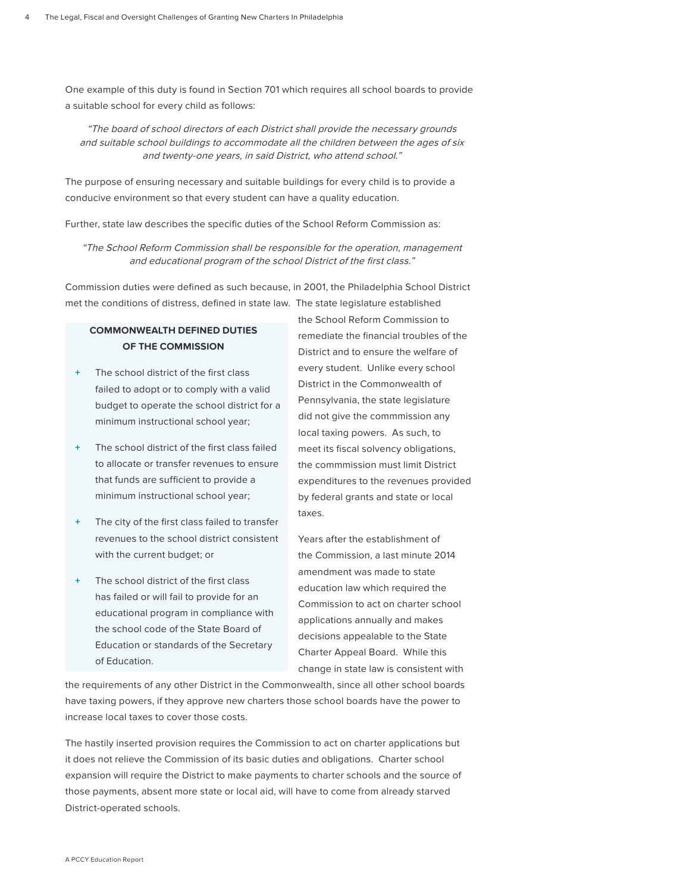One example of this duty is found in Section 701 which requires all school boards to provide a suitable school for every child as follows:

> *"The board of school directors of each District shall provide the necessary grounds and suitable school buildings to accommodate all the children between the ages of six and twenty-one years, in said District, who attend school."*

The purpose of ensuring necessary and suitable buildings for every child is to provide a conducive environment so that every student can have a quality education.

Further, state law describes the specific duties of the School Reform Commission as:

> *"The School Reform Commission shall be responsible for the operation, management and educational program of the school District of the first class."*

Commission duties were defined as such because, in 2001, the Philadelphia School District met the conditions of distress, defined in state law. The state legislature established the School Reform Commission to remediate the financial troubles of the District and to ensure the welfare of every student. Unlike every school District in the Commonwealth of Pennsylvania, the state legislature did not give the commmission any local taxing powers. As such, to meet its fiscal solvency obligations, the commmission must limit District expenditures to the revenues provided by federal grants and state or local taxes.

**COMMONWEALTH DEFINED DUTIES OF THE COMMISSION**

+ The school district of the first class failed to adopt or to comply with a valid budget to operate the school district for a minimum instructional school year;
+ The school district of the first class failed to allocate or transfer revenues to ensure that funds are sufficient to provide a minimum instructional school year;
+ The city of the first class failed to transfer revenues to the school district consistent with the current budget; or
+ The school district of the first class has failed or will fail to provide for an educational program in compliance with the school code of the State Board of Education or standards of the Secretary of Education.

Years after the establishment of the Commission, a last minute 2014 amendment was made to state education law which required the Commission to act on charter school applications annually and makes decisions appealable to the State Charter Appeal Board. While this change in state law is consistent with the requirements of any other District in the Commonwealth, since all other school boards have taxing powers, if they approve new charters those school boards have the power to increase local taxes to cover those costs.

The hastily inserted provision requires the Commission to act on charter applications but it does not relieve the Commission of its basic duties and obligations. Charter school expansion will require the District to make payments to charter schools and the source of those payments, absent more state or local aid, will have to come from already starved District-operated schools.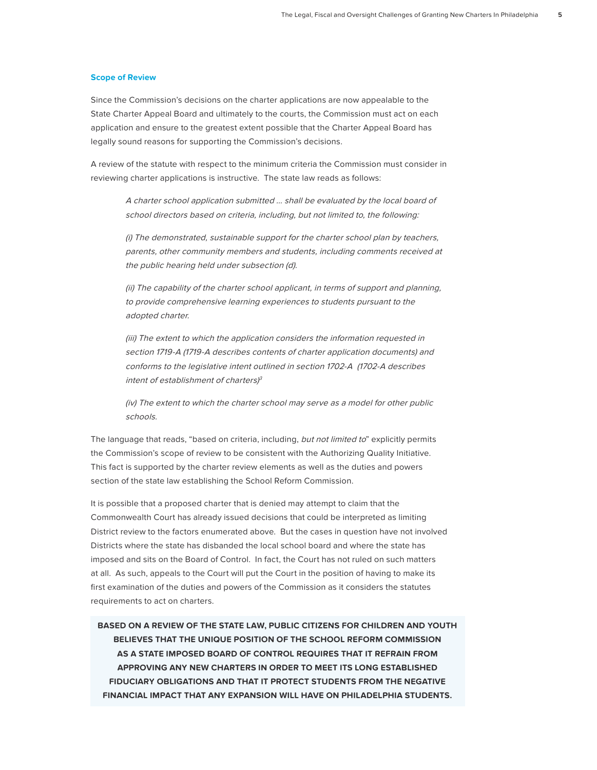## Scope of Review

Since the Commission's decisions on the charter applications are now appealable to the State Charter Appeal Board and ultimately to the courts, the Commission must act on each application and ensure to the greatest extent possible that the Charter Appeal Board has legally sound reasons for supporting the Commission's decisions.

A review of the statute with respect to the minimum criteria the Commission must consider in reviewing charter applications is instructive. The state law reads as follows:

> *A charter school application submitted ... shall be evaluated by the local board of school directors based on criteria, including, but not limited to, the following:*
>
> *(i) The demonstrated, sustainable support for the charter school plan by teachers, parents, other community members and students, including comments received at the public hearing held under subsection (d).*
>
> *(ii) The capability of the charter school applicant, in terms of support and planning, to provide comprehensive learning experiences to students pursuant to the adopted charter.*
>
> *(iii) The extent to which the application considers the information requested in section 1719-A (1719-A describes contents of charter application documents) and conforms to the legislative intent outlined in section 1702-A (1702-A describes intent of establishment of charters)*[3]
>
> *(iv) The extent to which the charter school may serve as a model for other public schools.*

The language that reads, "based on criteria, including, *but not limited to*" explicitly permits the Commission's scope of review to be consistent with the Authorizing Quality Initiative. This fact is supported by the charter review elements as well as the duties and powers section of the state law establishing the School Reform Commission.

It is possible that a proposed charter that is denied may attempt to claim that the Commonwealth Court has already issued decisions that could be interpreted as limiting District review to the factors enumerated above. But the cases in question have not involved Districts where the state has disbanded the local school board and where the state has imposed and sits on the Board of Control. In fact, the Court has not ruled on such matters at all. As such, appeals to the Court will put the Court in the position of having to make its first examination of the duties and powers of the Commission as it considers the statutes requirements to act on charters.

**BASED ON A REVIEW OF THE STATE LAW, PUBLIC CITIZENS FOR CHILDREN AND YOUTH BELIEVES THAT THE UNIQUE POSITION OF THE SCHOOL REFORM COMMISSION AS A STATE IMPOSED BOARD OF CONTROL REQUIRES THAT IT REFRAIN FROM APPROVING ANY NEW CHARTERS IN ORDER TO MEET ITS LONG ESTABLISHED FIDUCIARY OBLIGATIONS AND THAT IT PROTECT STUDENTS FROM THE NEGATIVE FINANCIAL IMPACT THAT ANY EXPANSION WILL HAVE ON PHILADELPHIA STUDENTS.**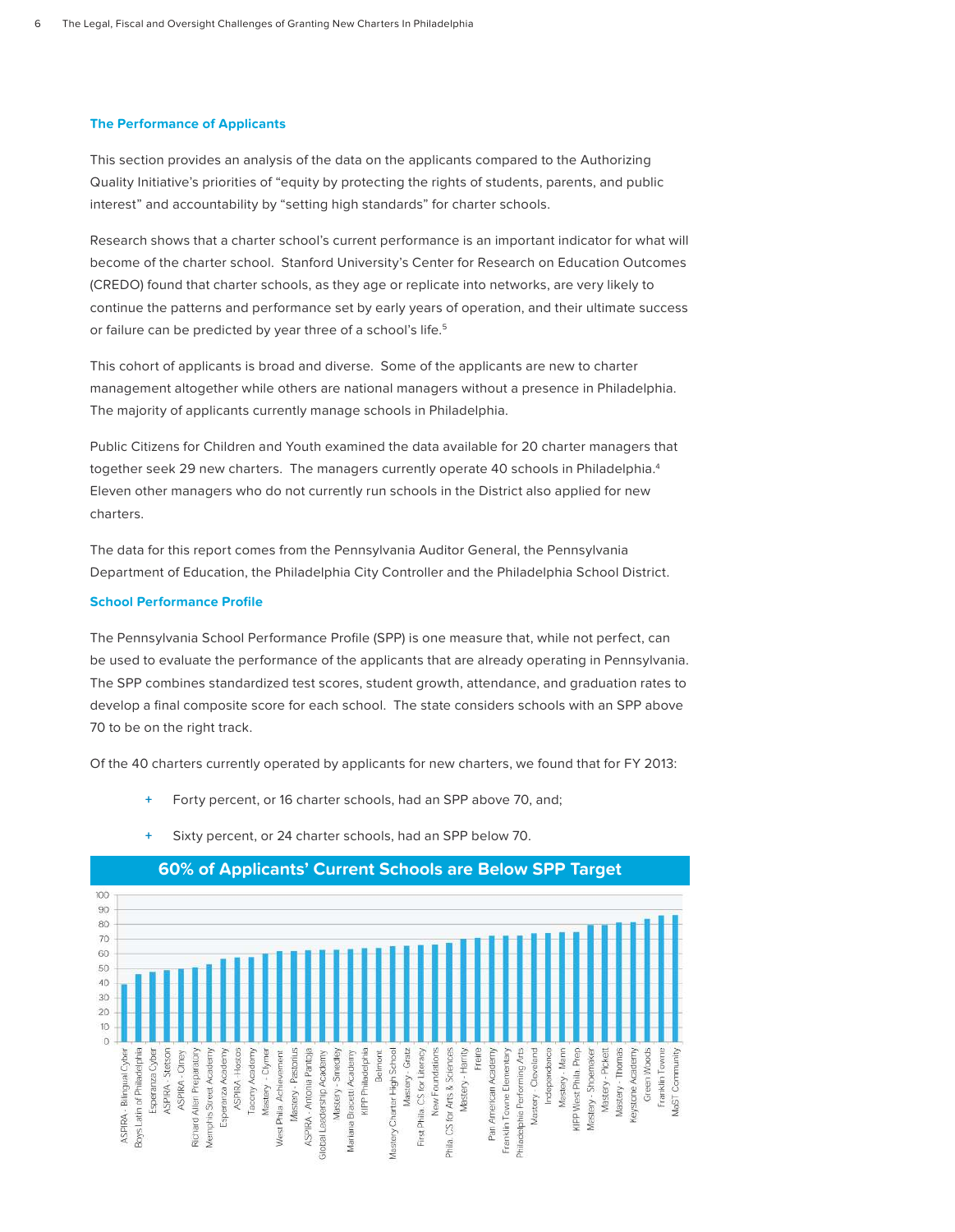### The Performance of Applicants

This section provides an analysis of the data on the applicants compared to the Authorizing Quality Initiative's priorities of "equity by protecting the rights of students, parents, and public interest" and accountability by "setting high standards" for charter schools.

Research shows that a charter school's current performance is an important indicator for what will become of the charter school. Stanford University's Center for Research on Education Outcomes (CREDO) found that charter schools, as they age or replicate into networks, are very likely to continue the patterns and performance set by early years of operation, and their ultimate success or failure can be predicted by year three of a school's life.[5]

This cohort of applicants is broad and diverse. Some of the applicants are new to charter management altogether while others are national managers without a presence in Philadelphia. The majority of applicants currently manage schools in Philadelphia.

Public Citizens for Children and Youth examined the data available for 20 charter managers that together seek 29 new charters. The managers currently operate 40 schools in Philadelphia.[4] Eleven other managers who do not currently run schools in the District also applied for new charters.

The data for this report comes from the Pennsylvania Auditor General, the Pennsylvania Department of Education, the Philadelphia City Controller and the Philadelphia School District.

### School Performance Profile

The Pennsylvania School Performance Profile (SPP) is one measure that, while not perfect, can be used to evaluate the performance of the applicants that are already operating in Pennsylvania. The SPP combines standardized test scores, student growth, attendance, and graduation rates to develop a final composite score for each school. The state considers schools with an SPP above 70 to be on the right track.

Of the 40 charters currently operated by applicants for new charters, we found that for FY 2013:

- Forty percent, or 16 charter schools, had an SPP above 70, and;
- Sixty percent, or 24 charter schools, had an SPP below 70.

**60% of Applicants' Current Schools are Below SPP Target**

| School | SPP (approx.) |
|---|---|
| ASPIRA - Bilingual Cyber | 39 |
| Boys Latin of Philadelphia | 46 |
| Esperanza Cyber | 47 |
| ASPIRA - Stetson | 49 |
| ASPIRA - Olney | 50 |
| Richard Allen Preparatory | 51 |
| Memphis Street Academy | 53 |
| Esperanza Academy | 56 |
| ASPIRA - Hostos | 58 |
| Tacony Academy | 58 |
| Mastery - Clymer | 60 |
| West Phila. Achievement | 62 |
| Mastery - Pastorius | 62 |
| ASPIRA - Antonia Pantoja | 62 |
| Global Leadership Academy | 63 |
| Mastery - Simpson | 63 |
| Mariana Bracetti Academy | 63 |
| KIPP Philadelphia | 64 |
| Belmont | 64 |
| Mastery Charter High School | 65 |
| Mastery - Gratz | 65 |
| First Phila. CS for Literacy | 66 |
| New Foundations | 66 |
| Phila. CS for Arts & Sciences | 67 |
| Mastery - Harrity | 70 |
| Freire | 71 |
| Pan American Academy | 72 |
| Franklin Towne Elementary | 72 |
| Philadelphia Performing Arts | 72 |
| Mastery - Cleveland | 74 |
| Independence | 74 |
| Mastery - Mann | 75 |
| KIPP West Phila. Prep | 75 |
| Mastery - Shoemaker | 79 |
| Mastery - Pickett | 79 |
| Mastery - Thomas | 81 |
| Keystone Academy | 81 |
| Green Woods | 83 |
| Franklin Towne | 86 |
| MaST Community | 86 |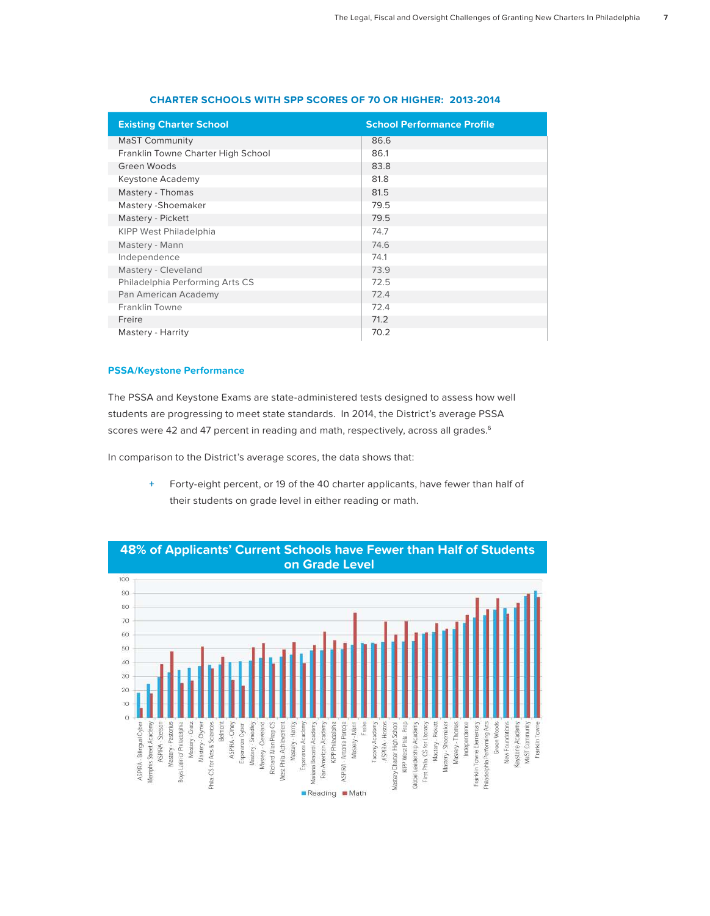**CHARTER SCHOOLS WITH SPP SCORES OF 70 OR HIGHER: 2013-2014**

| Existing Charter School | School Performance Profile |
|---|---|
| MaST Community | 86.6 |
| Franklin Towne Charter High School | 86.1 |
| Green Woods | 83.8 |
| Keystone Academy | 81.8 |
| Mastery - Thomas | 81.5 |
| Mastery -Shoemaker | 79.5 |
| Mastery - Pickett | 79.5 |
| KIPP West Philadelphia | 74.7 |
| Mastery - Mann | 74.6 |
| Independence | 74.1 |
| Mastery - Cleveland | 73.9 |
| Philadelphia Performing Arts CS | 72.5 |
| Pan American Academy | 72.4 |
| Franklin Towne | 72.4 |
| Freire | 71.2 |
| Mastery - Harrity | 70.2 |

### PSSA/Keystone Performance

The PSSA and Keystone Exams are state-administered tests designed to assess how well students are progressing to meet state standards. In 2014, the District's average PSSA scores were 42 and 47 percent in reading and math, respectively, across all grades.[6]

In comparison to the District's average scores, the data shows that:

+ Forty-eight percent, or 19 of the 40 charter applicants, have fewer than half of their students on grade level in either reading or math.

**48% of Applicants' Current Schools have Fewer than Half of Students on Grade Level**

ASPIRA - Bilingual Cyber, Memphis Street Academy, ASPIRA - Stetson, Mastery - Pastorius, Boys Latin of Philadelphia, Mastery - Gratz, Mastery - Clymer, Phila CS for Arts & Sciences, Belmont, ASPIRA - Olney, Esperanza Cyber, Mastery - Smedley, Mastery - Cleveland, Richard Allen Prep CS, West Phila. Achievement, Mastery - Harrity, Esperanza Academy, Mariana Bracetti Academy, Pan American Academy, KIPP Philadelphia, ASPIRA - Antonia Pantoja, Mastery - Mann, Freire, Tacony Academy, ASPIRA - Hostos, Mastery Charter High School, KIPP West Phila. Prep, Global Leadership Academy, First Phila. CS for Literacy, Mastery - Pickett, Mastery - Shoemaker, Mastery - Thomas, Independence, Franklin Towne Elementary, Philadelphia Performing Arts, Green Woods, New Foundations, Keystone Academy, MaST Community, Franklin Towne

■ Reading ■ Math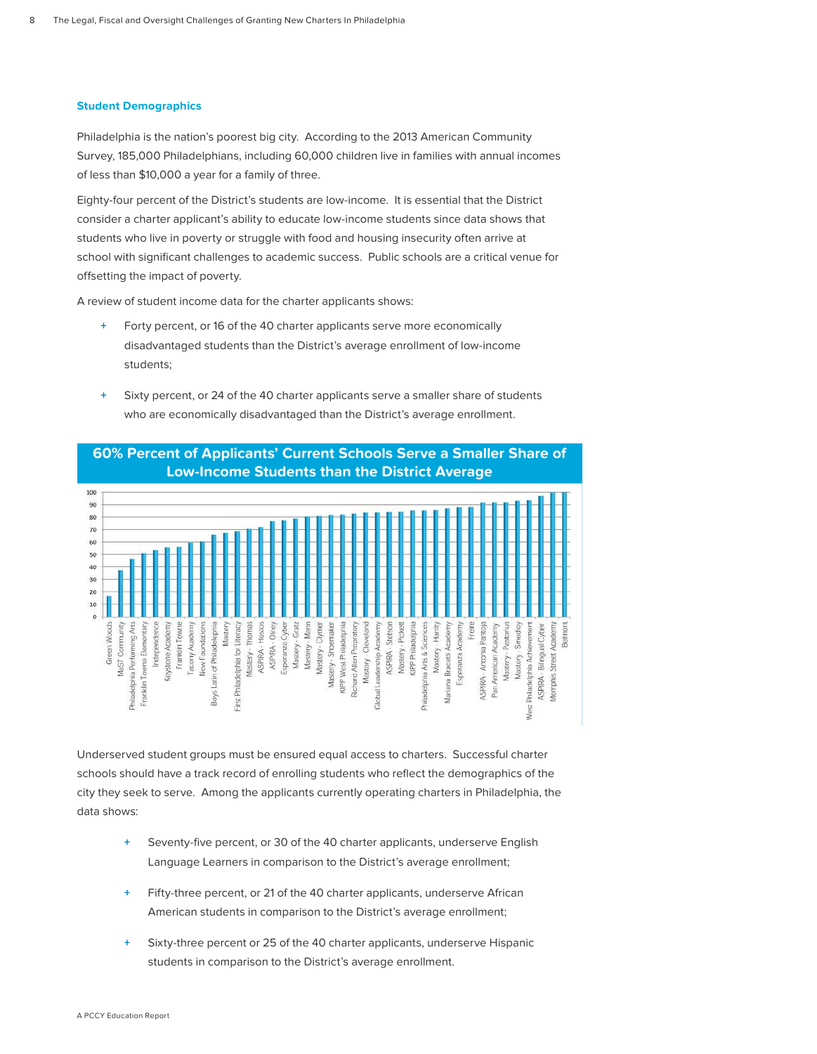### Student Demographics

Philadelphia is the nation's poorest big city. According to the 2013 American Community Survey, 185,000 Philadelphians, including 60,000 children live in families with annual incomes of less than $10,000 a year for a family of three.

Eighty-four percent of the District's students are low-income. It is essential that the District consider a charter applicant's ability to educate low-income students since data shows that students who live in poverty or struggle with food and housing insecurity often arrive at school with significant challenges to academic success. Public schools are a critical venue for offsetting the impact of poverty.

A review of student income data for the charter applicants shows:

+ Forty percent, or 16 of the 40 charter applicants serve more economically disadvantaged students than the District's average enrollment of low-income students;
+ Sixty percent, or 24 of the 40 charter applicants serve a smaller share of students who are economically disadvantaged than the District's average enrollment.

**60% Percent of Applicants' Current Schools Serve a Smaller Share of Low-Income Students than the District Average**

Green Woods, MaST Community, Philadelphia Performing Arts, Franklin Towne Elementary, Independence, Keystone Academy, Franklin Towne, Tacony Academy, New Foundations, Boys Latin of Philadelphia, Mastery, First Philadelphia for Literacy, Mastery - Thomas, ASPIRA - Hostos, ASPIRA - Olney, Esperanza Cyber, Mastery - Gratz, Mastery - Mann, Mastery - Clymer, Mastery - Shoemaker, KIPP West Philadelphia, Richard Allen Preparatory, Mastery - Cleveland, Global Leadership Academy, ASPIRA - Stetson, Mastery - Pickett, KIPP Philadelphia, Philadelphia Arts & Sciences, Mastery - Harrity, Mariana Bracetti Academy, Esperanza Academy, Freire, ASPIRA - Antonia Pantoja, Pan American Academy, Mastery - Pastorius, Mastery - Smedley, West Philadelphia Achievement, ASPIRA - Bilingual Cyber, Memphis Street Academy, Belmont

Underserved student groups must be ensured equal access to charters. Successful charter schools should have a track record of enrolling students who reflect the demographics of the city they seek to serve. Among the applicants currently operating charters in Philadelphia, the data shows:

+ Seventy-five percent, or 30 of the 40 charter applicants, underserve English Language Learners in comparison to the District's average enrollment;
+ Fifty-three percent, or 21 of the 40 charter applicants, underserve African American students in comparison to the District's average enrollment;
+ Sixty-three percent or 25 of the 40 charter applicants, underserve Hispanic students in comparison to the District's average enrollment.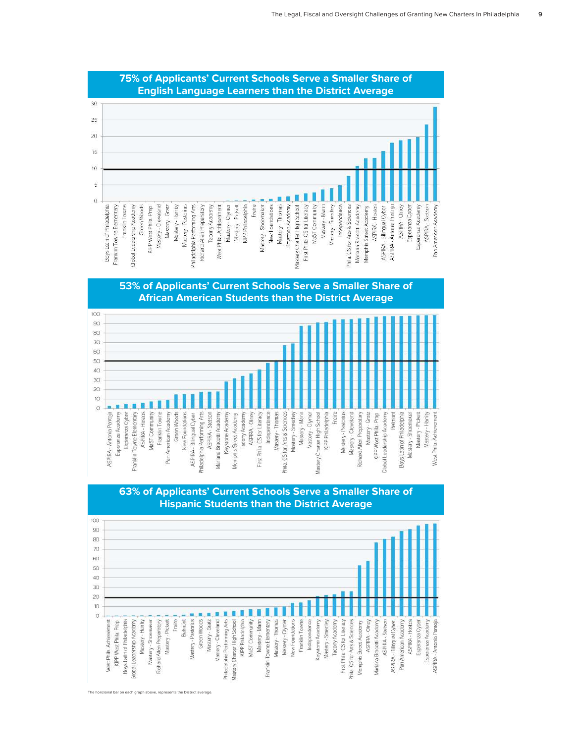## 75% of Applicants' Current Schools Serve a Smaller Share of English Language Learners than the District Average

## 53% of Applicants' Current Schools Serve a Smaller Share of African American Students than the District Average

## 63% of Applicants' Current Schools Serve a Smaller Share of Hispanic Students than the District Average

The horizontal bar on each graph above, represents the District average.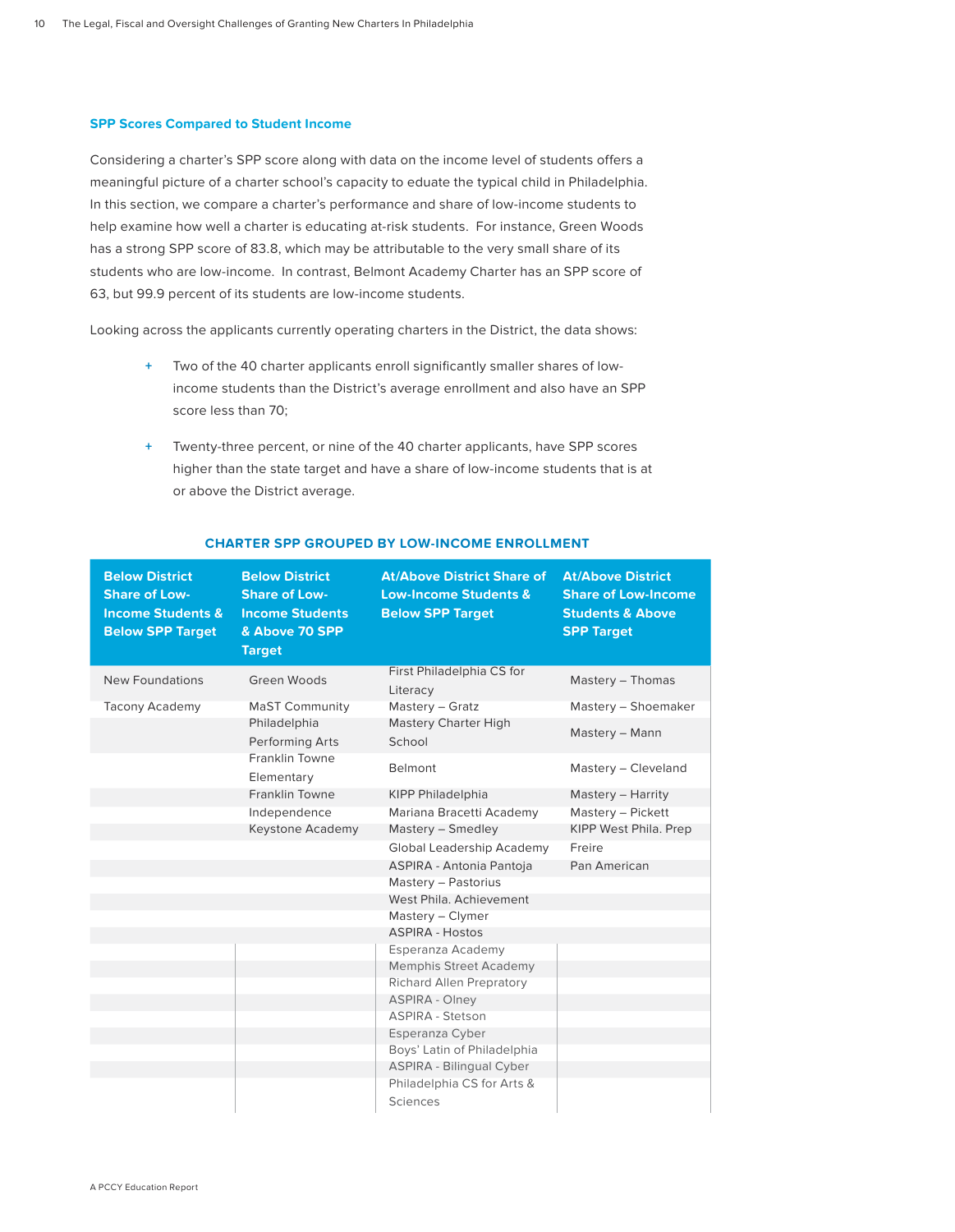### SPP Scores Compared to Student Income

Considering a charter's SPP score along with data on the income level of students offers a meaningful picture of a charter school's capacity to eduate the typical child in Philadelphia. In this section, we compare a charter's performance and share of low-income students to help examine how well a charter is educating at-risk students. For instance, Green Woods has a strong SPP score of 83.8, which may be attributable to the very small share of its students who are low-income. In contrast, Belmont Academy Charter has an SPP score of 63, but 99.9 percent of its students are low-income students.

Looking across the applicants currently operating charters in the District, the data shows:

- Two of the 40 charter applicants enroll significantly smaller shares of low-income students than the District's average enrollment and also have an SPP score less than 70;
- Twenty-three percent, or nine of the 40 charter applicants, have SPP scores higher than the state target and have a share of low-income students that is at or above the District average.

**CHARTER SPP GROUPED BY LOW-INCOME ENROLLMENT**

| Below District Share of Low-Income Students & Below SPP Target | Below District Share of Low-Income Students & Above 70 SPP Target | At/Above District Share of Low-Income Students & Below SPP Target | At/Above District Share of Low-Income Students & Above SPP Target |
|---|---|---|---|
| New Foundations | Green Woods | First Philadelphia CS for Literacy | Mastery – Thomas |
| Tacony Academy | MaST Community | Mastery – Gratz | Mastery – Shoemaker |
| | Philadelphia Performing Arts | Mastery Charter High School | Mastery – Mann |
| | Franklin Towne Elementary | Belmont | Mastery – Cleveland |
| | Franklin Towne | KIPP Philadelphia | Mastery – Harrity |
| | Independence | Mariana Bracetti Academy | Mastery – Pickett |
| | Keystone Academy | Mastery – Smedley | KIPP West Phila. Prep |
| | | Global Leadership Academy | Freire |
| | | ASPIRA - Antonia Pantoja | Pan American |
| | | Mastery – Pastorius | |
| | | West Phila. Achievement | |
| | | Mastery – Clymer | |
| | | ASPIRA - Hostos | |
| | | Esperanza Academy | |
| | | Memphis Street Academy | |
| | | Richard Allen Prepratory | |
| | | ASPIRA - Olney | |
| | | ASPIRA - Stetson | |
| | | Esperanza Cyber | |
| | | Boys' Latin of Philadelphia | |
| | | ASPIRA - Bilingual Cyber | |
| | | Philadelphia CS for Arts & Sciences | |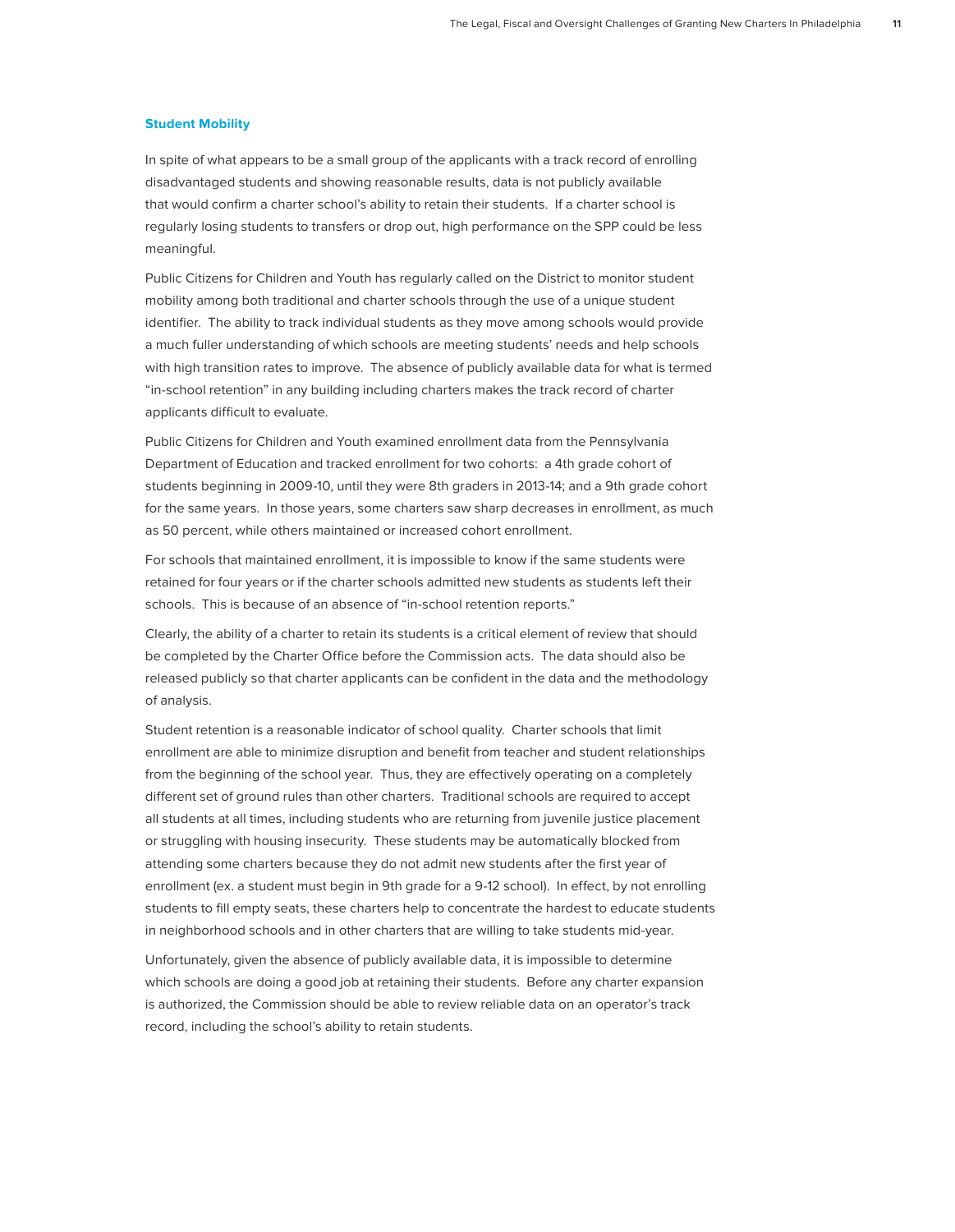### Student Mobility

In spite of what appears to be a small group of the applicants with a track record of enrolling disadvantaged students and showing reasonable results, data is not publicly available that would confirm a charter school's ability to retain their students. If a charter school is regularly losing students to transfers or drop out, high performance on the SPP could be less meaningful.

Public Citizens for Children and Youth has regularly called on the District to monitor student mobility among both traditional and charter schools through the use of a unique student identifier. The ability to track individual students as they move among schools would provide a much fuller understanding of which schools are meeting students' needs and help schools with high transition rates to improve. The absence of publicly available data for what is termed "in-school retention" in any building including charters makes the track record of charter applicants difficult to evaluate.

Public Citizens for Children and Youth examined enrollment data from the Pennsylvania Department of Education and tracked enrollment for two cohorts: a 4th grade cohort of students beginning in 2009-10, until they were 8th graders in 2013-14; and a 9th grade cohort for the same years. In those years, some charters saw sharp decreases in enrollment, as much as 50 percent, while others maintained or increased cohort enrollment.

For schools that maintained enrollment, it is impossible to know if the same students were retained for four years or if the charter schools admitted new students as students left their schools. This is because of an absence of "in-school retention reports."

Clearly, the ability of a charter to retain its students is a critical element of review that should be completed by the Charter Office before the Commission acts. The data should also be released publicly so that charter applicants can be confident in the data and the methodology of analysis.

Student retention is a reasonable indicator of school quality. Charter schools that limit enrollment are able to minimize disruption and benefit from teacher and student relationships from the beginning of the school year. Thus, they are effectively operating on a completely different set of ground rules than other charters. Traditional schools are required to accept all students at all times, including students who are returning from juvenile justice placement or struggling with housing insecurity. These students may be automatically blocked from attending some charters because they do not admit new students after the first year of enrollment (ex. a student must begin in 9th grade for a 9-12 school). In effect, by not enrolling students to fill empty seats, these charters help to concentrate the hardest to educate students in neighborhood schools and in other charters that are willing to take students mid-year.

Unfortunately, given the absence of publicly available data, it is impossible to determine which schools are doing a good job at retaining their students. Before any charter expansion is authorized, the Commission should be able to review reliable data on an operator's track record, including the school's ability to retain students.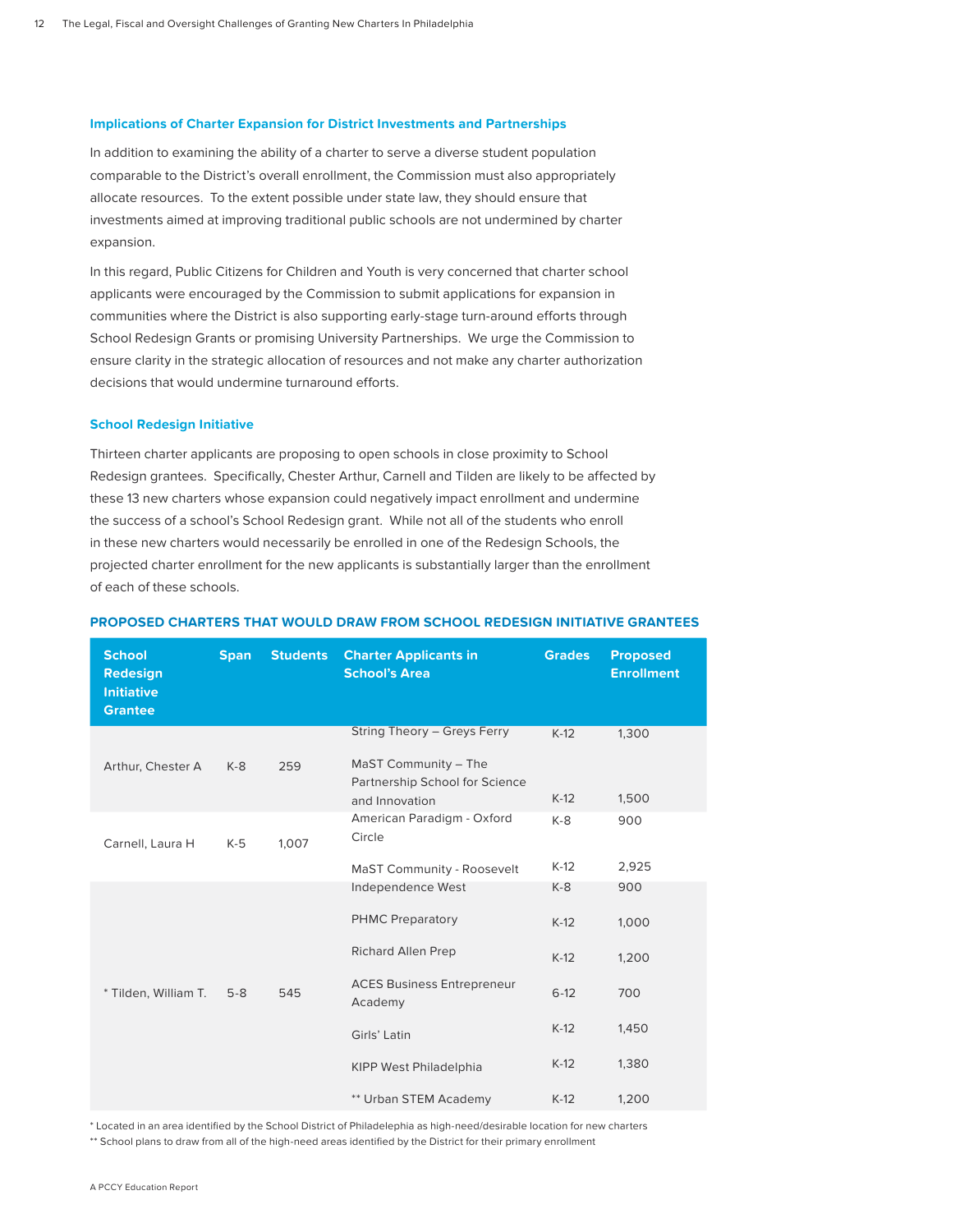### Implications of Charter Expansion for District Investments and Partnerships

In addition to examining the ability of a charter to serve a diverse student population comparable to the District's overall enrollment, the Commission must also appropriately allocate resources. To the extent possible under state law, they should ensure that investments aimed at improving traditional public schools are not undermined by charter expansion.

In this regard, Public Citizens for Children and Youth is very concerned that charter school applicants were encouraged by the Commission to submit applications for expansion in communities where the District is also supporting early-stage turn-around efforts through School Redesign Grants or promising University Partnerships. We urge the Commission to ensure clarity in the strategic allocation of resources and not make any charter authorization decisions that would undermine turnaround efforts.

### School Redesign Initiative

Thirteen charter applicants are proposing to open schools in close proximity to School Redesign grantees. Specifically, Chester Arthur, Carnell and Tilden are likely to be affected by these 13 new charters whose expansion could negatively impact enrollment and undermine the success of a school's School Redesign grant. While not all of the students who enroll in these new charters would necessarily be enrolled in one of the Redesign Schools, the projected charter enrollment for the new applicants is substantially larger than the enrollment of each of these schools.

**PROPOSED CHARTERS THAT WOULD DRAW FROM SCHOOL REDESIGN INITIATIVE GRANTEES**

| School Redesign Initiative Grantee | Span | Students | Charter Applicants in School's Area | Grades | Proposed Enrollment |
|---|---|---|---|---|---|
| Arthur, Chester A | K-8 | 259 | String Theory – Greys Ferry | K-12 | 1,300 |
| | | | MaST Community – The Partnership School for Science and Innovation | K-12 | 1,500 |
| Carnell, Laura H | K-5 | 1,007 | American Paradigm - Oxford Circle | K-8 | 900 |
| | | | MaST Community - Roosevelt | K-12 | 2,925 |
| * Tilden, William T. | 5-8 | 545 | Independence West | K-8 | 900 |
| | | | PHMC Preparatory | K-12 | 1,000 |
| | | | Richard Allen Prep | K-12 | 1,200 |
| | | | ACES Business Entrepreneur Academy | 6-12 | 700 |
| | | | Girls' Latin | K-12 | 1,450 |
| | | | KIPP West Philadelphia | K-12 | 1,380 |
| | | | ** Urban STEM Academy | K-12 | 1,200 |

* Located in an area identified by the School District of Philadelphia as high-need/desirable location for new charters

** School plans to draw from all of the high-need areas identified by the District for their primary enrollment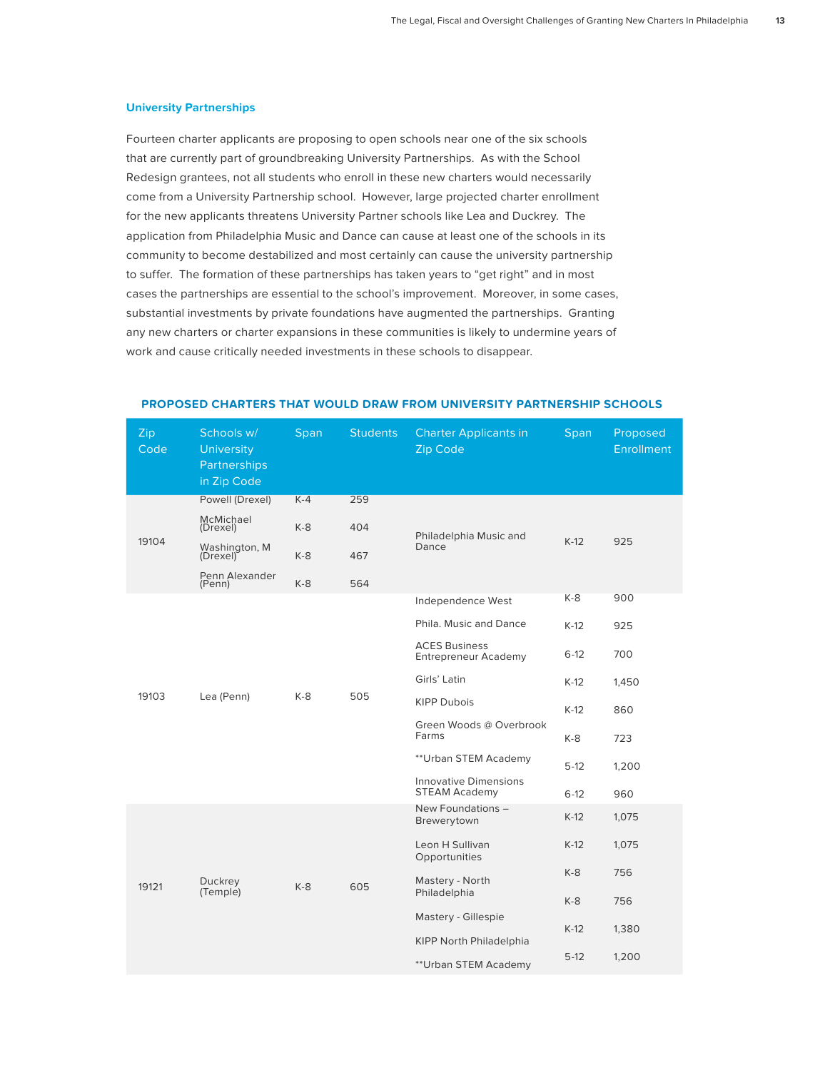### University Partnerships

Fourteen charter applicants are proposing to open schools near one of the six schools that are currently part of groundbreaking University Partnerships. As with the School Redesign grantees, not all students who enroll in these new charters would necessarily come from a University Partnership school. However, large projected charter enrollment for the new applicants threatens University Partner schools like Lea and Duckrey. The application from Philadelphia Music and Dance can cause at least one of the schools in its community to become destabilized and most certainly can cause the university partnership to suffer. The formation of these partnerships has taken years to "get right" and in most cases the partnerships are essential to the school's improvement. Moreover, in some cases, substantial investments by private foundations have augmented the partnerships. Granting any new charters or charter expansions in these communities is likely to undermine years of work and cause critically needed investments in these schools to disappear.

**PROPOSED CHARTERS THAT WOULD DRAW FROM UNIVERSITY PARTNERSHIP SCHOOLS**

| Zip Code | Schools w/ University Partnerships in Zip Code | Span | Students | Charter Applicants in Zip Code | Span | Proposed Enrollment |
|---|---|---|---|---|---|---|
| 19104 | Powell (Drexel) | K-4 | 259 | Philadelphia Music and Dance | K-12 | 925 |
| | McMichael (Drexel) | K-8 | 404 | | | |
| | Washington, M (Drexel) | K-8 | 467 | | | |
| | Penn Alexander (Penn) | K-8 | 564 | | | |
| 19103 | Lea (Penn) | K-8 | 505 | Independence West | K-8 | 900 |
| | | | | Phila. Music and Dance | K-12 | 925 |
| | | | | ACES Business Entrepreneur Academy | 6-12 | 700 |
| | | | | Girls' Latin | K-12 | 1,450 |
| | | | | KIPP Dubois | K-12 | 860 |
| | | | | Green Woods @ Overbrook Farms | K-8 | 723 |
| | | | | **Urban STEM Academy | 5-12 | 1,200 |
| | | | | Innovative Dimensions STEAM Academy | 6-12 | 960 |
| 19121 | Duckrey (Temple) | K-8 | 605 | New Foundations – Brewerytown | K-12 | 1,075 |
| | | | | Leon H Sullivan Opportunities | K-12 | 1,075 |
| | | | | Mastery - North Philadelphia | K-8 | 756 |
| | | | | Mastery - Gillespie | K-8 | 756 |
| | | | | KIPP North Philadelphia | K-12 | 1,380 |
| | | | | **Urban STEM Academy | 5-12 | 1,200 |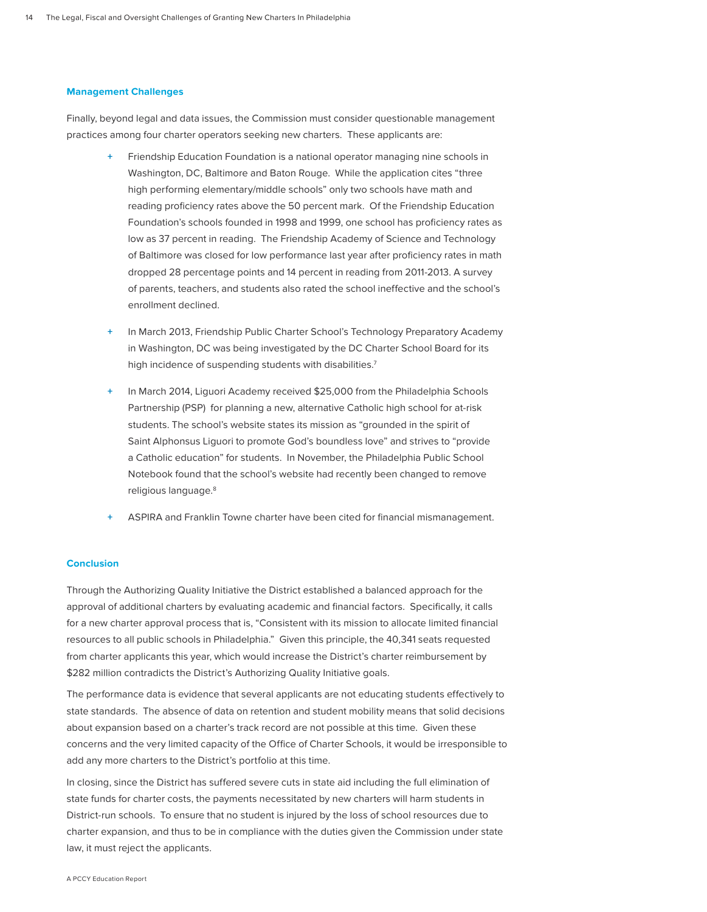### Management Challenges

Finally, beyond legal and data issues, the Commission must consider questionable management practices among four charter operators seeking new charters. These applicants are:

+ Friendship Education Foundation is a national operator managing nine schools in Washington, DC, Baltimore and Baton Rouge. While the application cites "three high performing elementary/middle schools" only two schools have math and reading proficiency rates above the 50 percent mark. Of the Friendship Education Foundation's schools founded in 1998 and 1999, one school has proficiency rates as low as 37 percent in reading. The Friendship Academy of Science and Technology of Baltimore was closed for low performance last year after proficiency rates in math dropped 28 percentage points and 14 percent in reading from 2011-2013. A survey of parents, teachers, and students also rated the school ineffective and the school's enrollment declined.

+ In March 2013, Friendship Public Charter School's Technology Preparatory Academy in Washington, DC was being investigated by the DC Charter School Board for its high incidence of suspending students with disabilities.[7]

+ In March 2014, Liguori Academy received $25,000 from the Philadelphia Schools Partnership (PSP) for planning a new, alternative Catholic high school for at-risk students. The school's website states its mission as "grounded in the spirit of Saint Alphonsus Liguori to promote God's boundless love" and strives to "provide a Catholic education" for students. In November, the Philadelphia Public School Notebook found that the school's website had recently been changed to remove religious language.[8]

+ ASPIRA and Franklin Towne charter have been cited for financial mismanagement.

### Conclusion

Through the Authorizing Quality Initiative the District established a balanced approach for the approval of additional charters by evaluating academic and financial factors. Specifically, it calls for a new charter approval process that is, "Consistent with its mission to allocate limited financial resources to all public schools in Philadelphia." Given this principle, the 40,341 seats requested from charter applicants this year, which would increase the District's charter reimbursement by $282 million contradicts the District's Authorizing Quality Initiative goals.

The performance data is evidence that several applicants are not educating students effectively to state standards. The absence of data on retention and student mobility means that solid decisions about expansion based on a charter's track record are not possible at this time. Given these concerns and the very limited capacity of the Office of Charter Schools, it would be irresponsible to add any more charters to the District's portfolio at this time.

In closing, since the District has suffered severe cuts in state aid including the full elimination of state funds for charter costs, the payments necessitated by new charters will harm students in District-run schools. To ensure that no student is injured by the loss of school resources due to charter expansion, and thus to be in compliance with the duties given the Commission under state law, it must reject the applicants.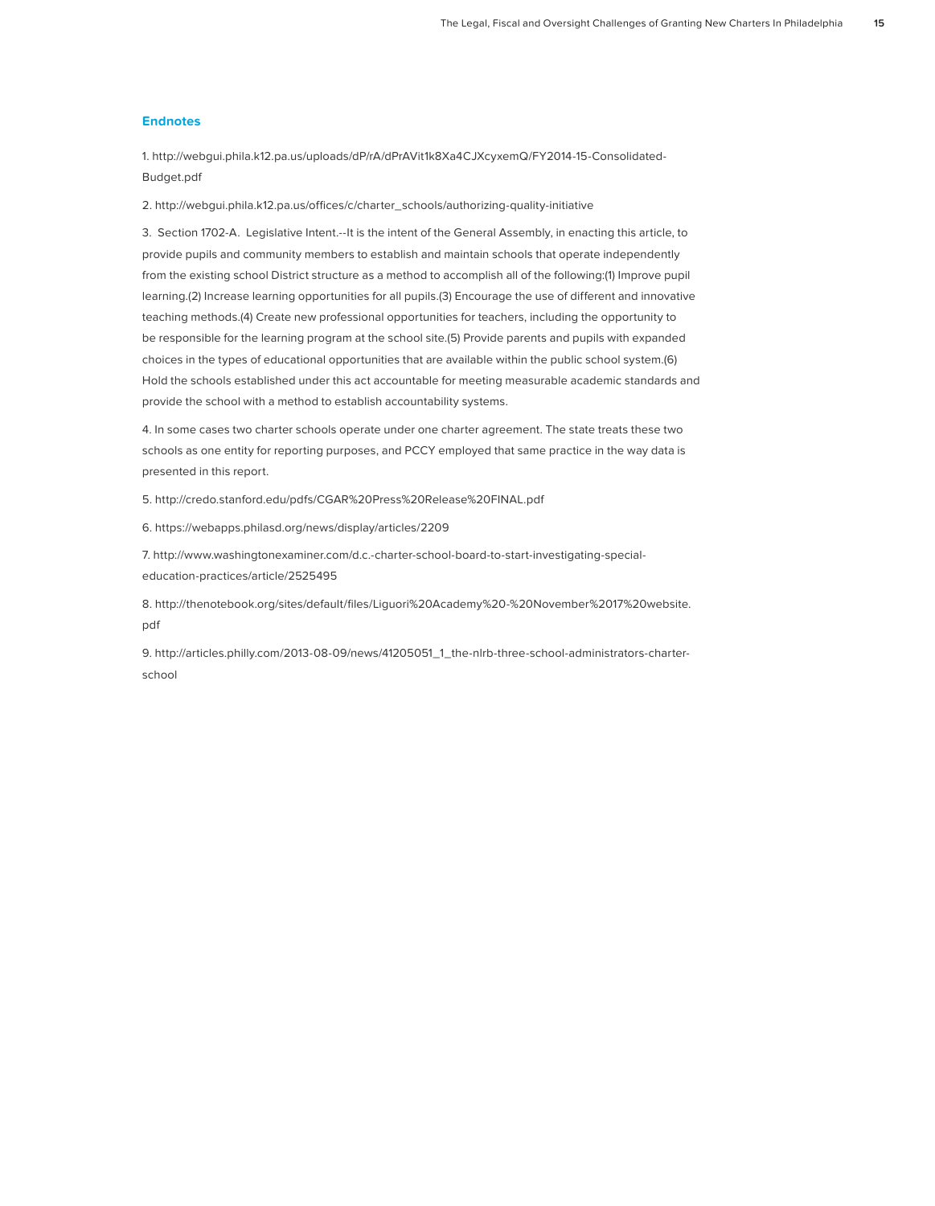## Endnotes

1. http://webgui.phila.k12.pa.us/uploads/dP/rA/dPrAVit1k8Xa4CJXcyxemQ/FY2014-15-Consolidated-Budget.pdf

2. http://webgui.phila.k12.pa.us/offices/c/charter_schools/authorizing-quality-initiative

3. Section 1702-A. Legislative Intent.--It is the intent of the General Assembly, in enacting this article, to provide pupils and community members to establish and maintain schools that operate independently from the existing school District structure as a method to accomplish all of the following:(1) Improve pupil learning.(2) Increase learning opportunities for all pupils.(3) Encourage the use of different and innovative teaching methods.(4) Create new professional opportunities for teachers, including the opportunity to be responsible for the learning program at the school site.(5) Provide parents and pupils with expanded choices in the types of educational opportunities that are available within the public school system.(6) Hold the schools established under this act accountable for meeting measurable academic standards and provide the school with a method to establish accountability systems.

4. In some cases two charter schools operate under one charter agreement. The state treats these two schools as one entity for reporting purposes, and PCCY employed that same practice in the way data is presented in this report.

5. http://credo.stanford.edu/pdfs/CGAR%20Press%20Release%20FINAL.pdf

6. https://webapps.philasd.org/news/display/articles/2209

7. http://www.washingtonexaminer.com/d.c.-charter-school-board-to-start-investigating-special-education-practices/article/2525495

8. http://thenotebook.org/sites/default/files/Liguori%20Academy%20-%20November%2017%20website.pdf

9. http://articles.philly.com/2013-08-09/news/41205051_1_the-nlrb-three-school-administrators-charter-school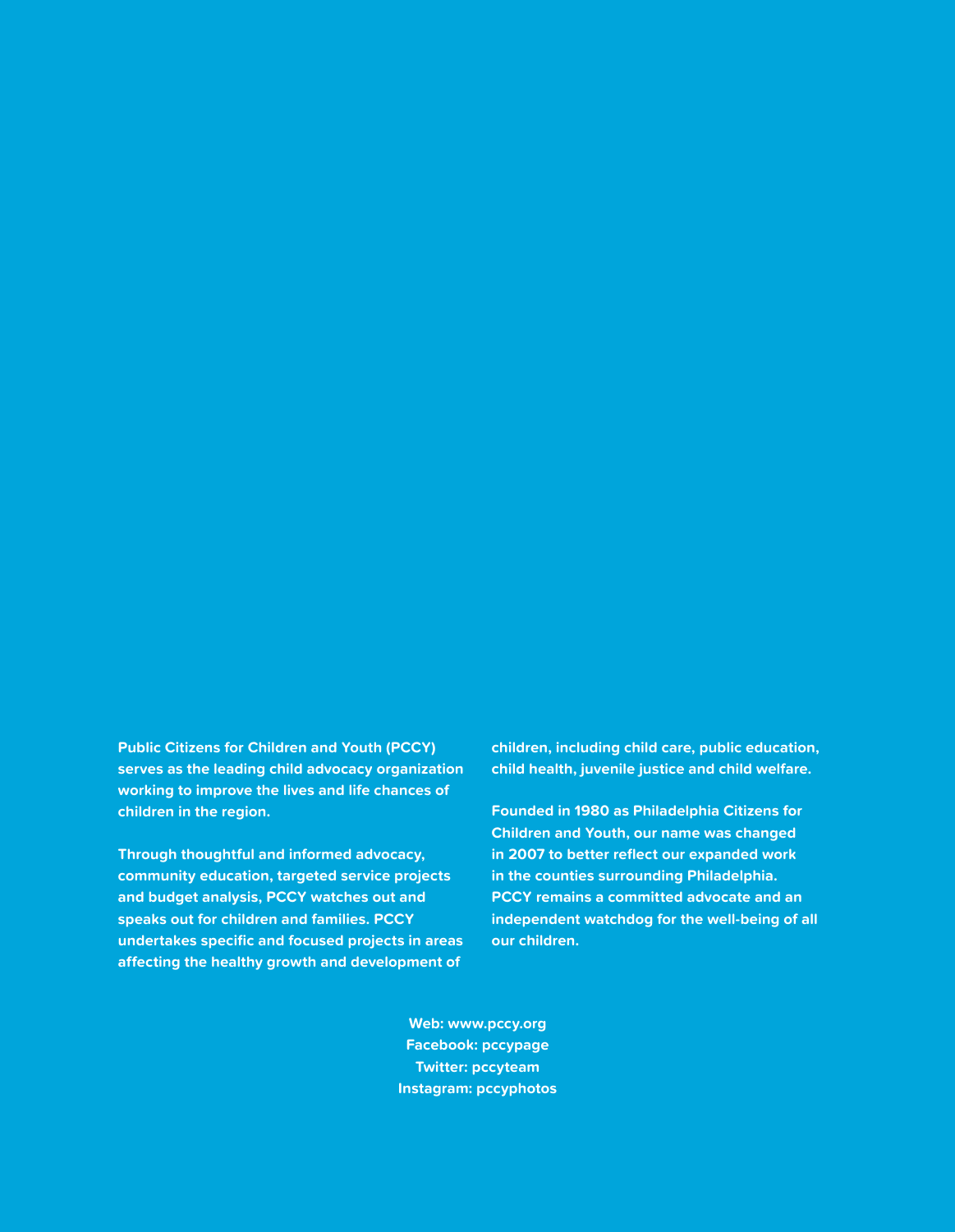**Public Citizens for Children and Youth (PCCY) serves as the leading child advocacy organization working to improve the lives and life chances of children in the region.**

**Through thoughtful and informed advocacy, community education, targeted service projects and budget analysis, PCCY watches out and speaks out for children and families. PCCY undertakes specific and focused projects in areas affecting the healthy growth and development of children, including child care, public education, child health, juvenile justice and child welfare.**

**Founded in 1980 as Philadelphia Citizens for Children and Youth, our name was changed in 2007 to better reflect our expanded work in the counties surrounding Philadelphia. PCCY remains a committed advocate and an independent watchdog for the well-being of all our children.**

**Web: www.pccy.org**
**Facebook: pccypage**
**Twitter: pccyteam**
**Instagram: pccyphotos**